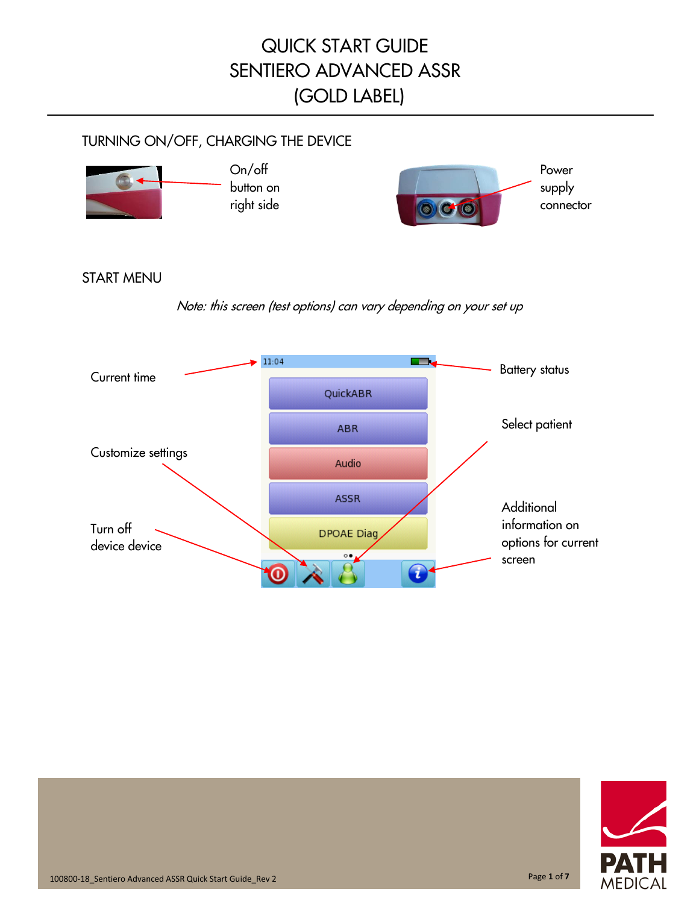# QUICK START GUIDE
# SENTIERO ADVANCED ASSR
# (GOLD LABEL)

## TURNING ON/OFF, CHARGING THE DEVICE

On/off button on right side

Power supply connector

## START MENU

*Note: this screen (test options) can vary depending on your set up*

Current time

Battery status

Select patient

Customize settings

Turn off device device

Additional information on options for current screen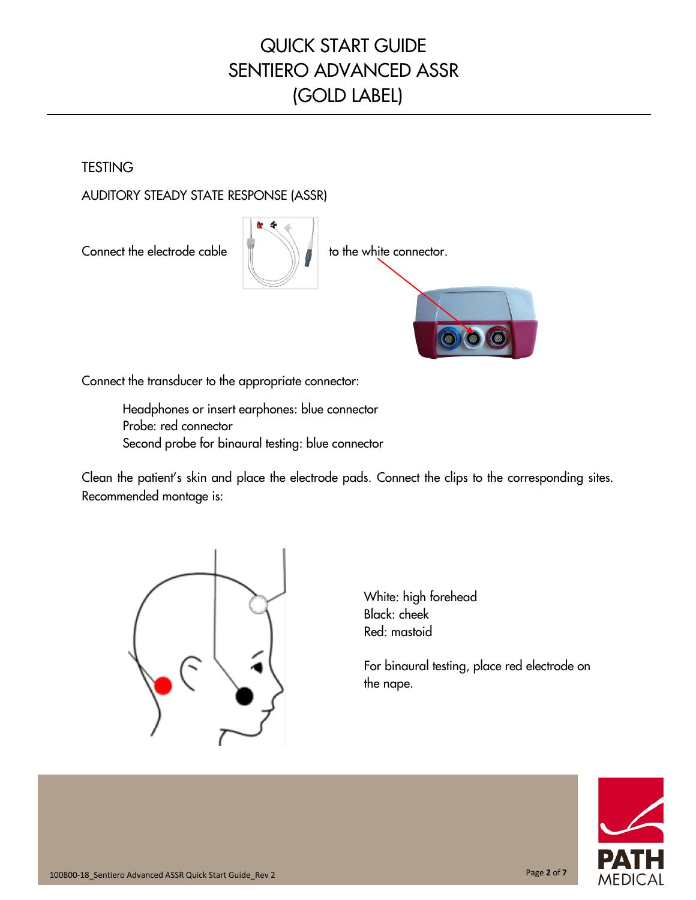## TESTING

### AUDITORY STEADY STATE RESPONSE (ASSR)

Connect the electrode cable to the white connector.

Connect the transducer to the appropriate connector:

> Headphones or insert earphones: blue connector
> Probe: red connector
> Second probe for binaural testing: blue connector

Clean the patient's skin and place the electrode pads. Connect the clips to the corresponding sites. Recommended montage is:

White: high forehead
Black: cheek
Red: mastoid

For binaural testing, place red electrode on the nape.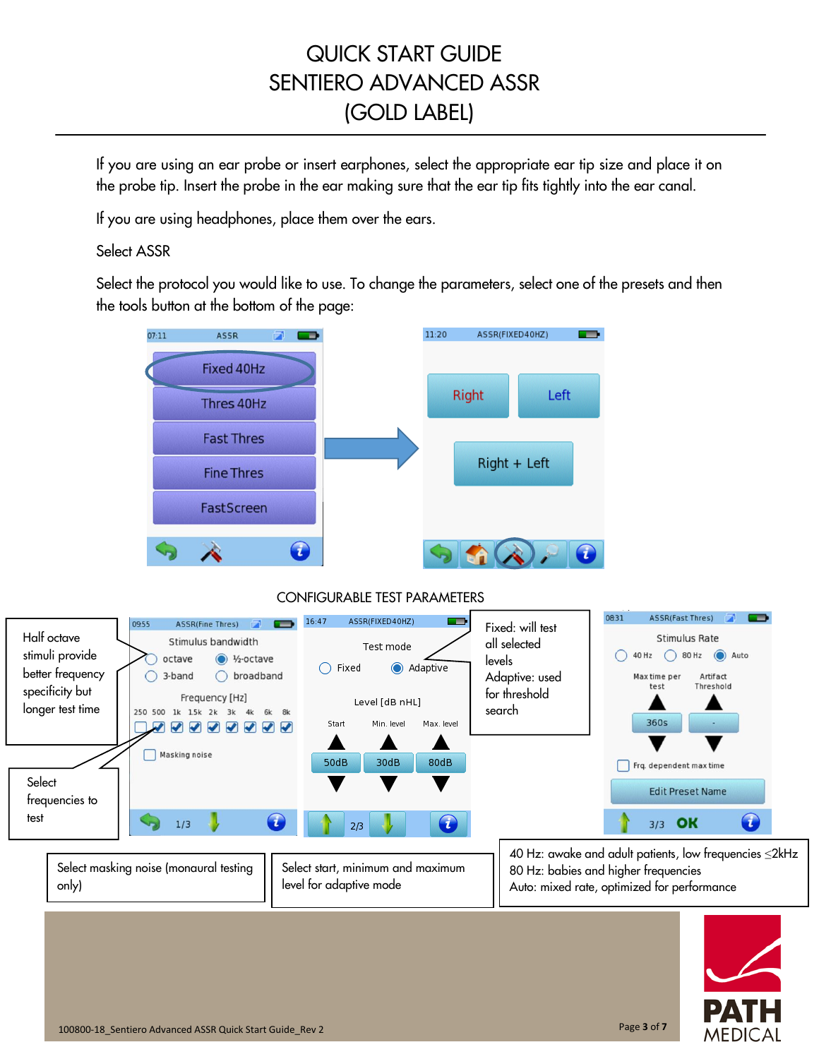# QUICK START GUIDE
# SENTIERO ADVANCED ASSR
# (GOLD LABEL)

If you are using an ear probe or insert earphones, select the appropriate ear tip size and place it on the probe tip. Insert the probe in the ear making sure that the ear tip fits tightly into the ear canal.

If you are using headphones, place them over the ears.

Select ASSR

Select the protocol you would like to use. To change the parameters, select one of the presets and then the tools button at the bottom of the page:

## CONFIGURABLE TEST PARAMETERS

Half octave stimuli provide better frequency specificity but longer test time

Select frequencies to test

Select masking noise (monaural testing only)

Fixed: will test all selected levels
Adaptive: used for threshold search

Select start, minimum and maximum level for adaptive mode

40 Hz: awake and adult patients, low frequencies ≤2kHz
80 Hz: babies and higher frequencies
Auto: mixed rate, optimized for performance

100800-18_Sentiero Advanced ASSR Quick Start Guide_Rev 2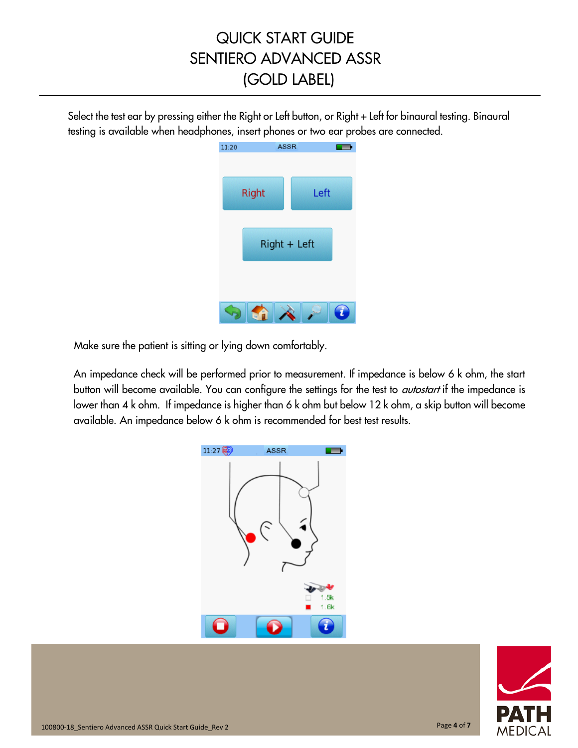Select the test ear by pressing either the Right or Left button, or Right + Left for binaural testing. Binaural testing is available when headphones, insert phones or two ear probes are connected.

Make sure the patient is sitting or lying down comfortably.

An impedance check will be performed prior to measurement. If impedance is below 6 k ohm, the start button will become available. You can configure the settings for the test to *autostart* if the impedance is lower than 4 k ohm. If impedance is higher than 6 k ohm but below 12 k ohm, a skip button will become available. An impedance below 6 k ohm is recommended for best test results.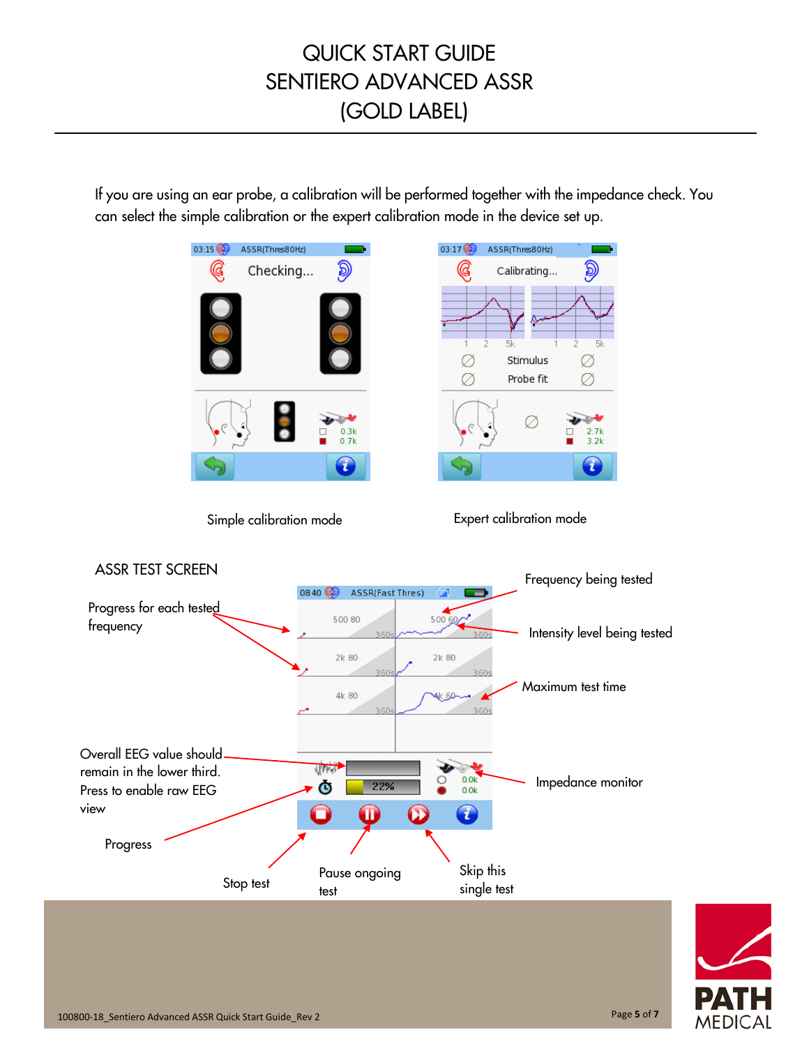If you are using an ear probe, a calibration will be performed together with the impedance check. You can select the simple calibration or the expert calibration mode in the device set up.

Simple calibration mode

Expert calibration mode

## ASSR TEST SCREEN

Frequency being tested

Progress for each tested frequency

Intensity level being tested

Maximum test time

Overall EEG value should remain in the lower third. Press to enable raw EEG view

Impedance monitor

Progress

Stop test

Pause ongoing test

Skip this single test

100800-18_Sentiero Advanced ASSR Quick Start Guide_Rev 2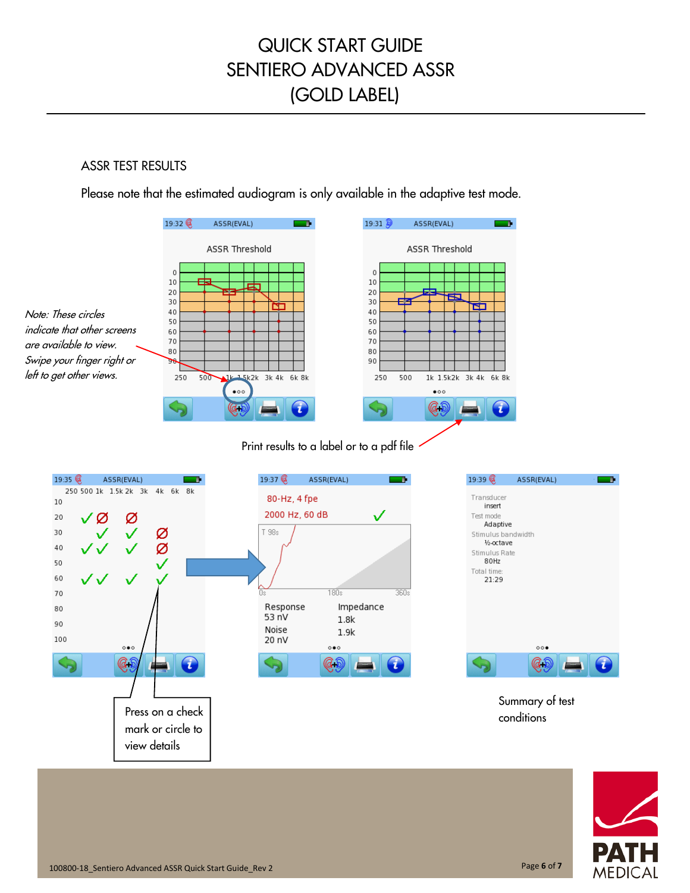# QUICK START GUIDE
# SENTIERO ADVANCED ASSR
# (GOLD LABEL)

## ASSR TEST RESULTS

Please note that the estimated audiogram is only available in the adaptive test mode.

*Note: These circles indicate that other screens are available to view. Swipe your finger right or left to get other views.*

Print results to a label or to a pdf file

Press on a check mark or circle to view details

Summary of test conditions

100800-18_Sentiero Advanced ASSR Quick Start Guide_Rev 2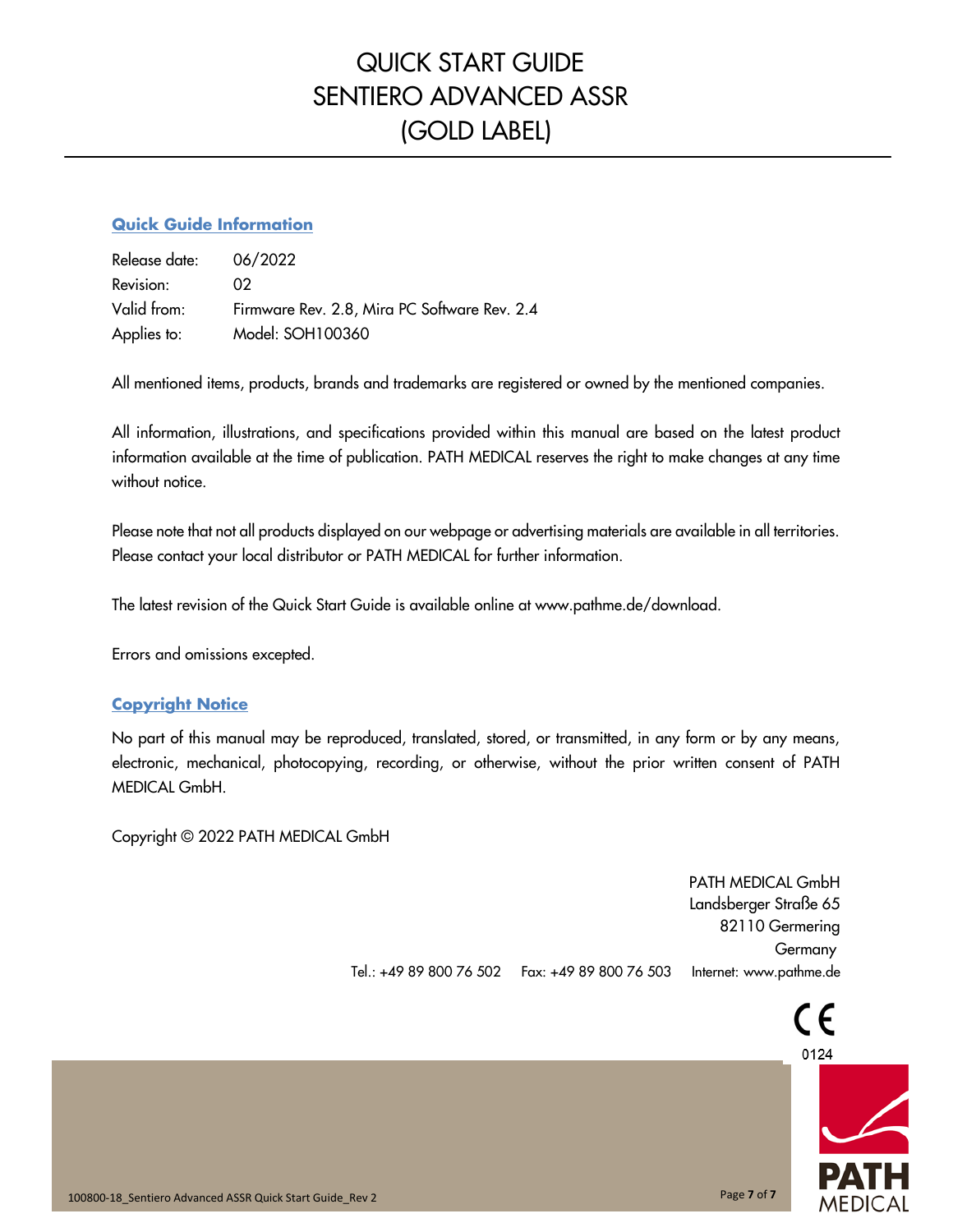# QUICK START GUIDE
# SENTIERO ADVANCED ASSR
# (GOLD LABEL)

## Quick Guide Information

| | |
|---|---|
| Release date: | 06/2022 |
| Revision: | 02 |
| Valid from: | Firmware Rev. 2.8, Mira PC Software Rev. 2.4 |
| Applies to: | Model: SOH100360 |

All mentioned items, products, brands and trademarks are registered or owned by the mentioned companies.

All information, illustrations, and specifications provided within this manual are based on the latest product information available at the time of publication. PATH MEDICAL reserves the right to make changes at any time without notice.

Please note that not all products displayed on our webpage or advertising materials are available in all territories. Please contact your local distributor or PATH MEDICAL for further information.

The latest revision of the Quick Start Guide is available online at www.pathme.de/download.

Errors and omissions excepted.

## Copyright Notice

No part of this manual may be reproduced, translated, stored, or transmitted, in any form or by any means, electronic, mechanical, photocopying, recording, or otherwise, without the prior written consent of PATH MEDICAL GmbH.

Copyright © 2022 PATH MEDICAL GmbH

PATH MEDICAL GmbH
Landsberger Straße 65
82110 Germering
Germany

Tel.: +49 89 800 76 502 Fax: +49 89 800 76 503 Internet: www.pathme.de

CE 0124

100800-18_Sentiero Advanced ASSR Quick Start Guide_Rev 2